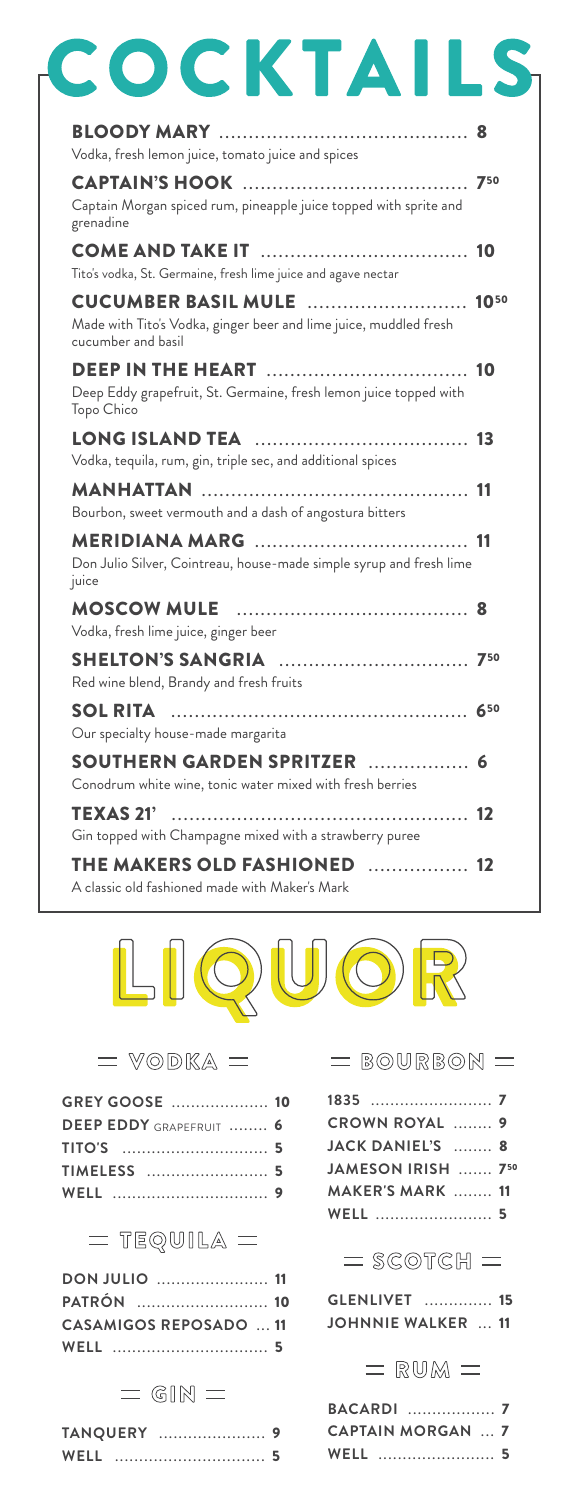# COCKTAILS

**BLOODY MARY** ........................................ 8
Vodka, fresh lemon juice, tomato juice and spices

**CAPTAIN'S HOOK** .................................... 7[50]
Captain Morgan spiced rum, pineapple juice topped with sprite and grenadine

**COME AND TAKE IT** .................................. 10
Tito's vodka, St. Germaine, fresh lime juice and agave nectar

**CUCUMBER BASIL MULE** .......................... 10[50]
Made with Tito's Vodka, ginger beer and lime juice, muddled fresh cucumber and basil

**DEEP IN THE HEART** ................................ 10
Deep Eddy grapefruit, St. Germaine, fresh lemon juice topped with Topo Chico

**LONG ISLAND TEA** .................................. 13
Vodka, tequila, rum, gin, triple sec, and additional spices

**MANHATTAN** ............................................ 11
Bourbon, sweet vermouth and a dash of angostura bitters

**MERIDIANA MARG** .................................. 11
Don Julio Silver, Cointreau, house-made simple syrup and fresh lime juice

**MOSCOW MULE** ...................................... 8
Vodka, fresh lime juice, ginger beer

**SHELTON'S SANGRIA** ............................... 7[50]
Red wine blend, Brandy and fresh fruits

**SOL RITA** ................................................ 6[50]
Our specialty house-made margarita

**SOUTHERN GARDEN SPRITZER** ................. 6
Conodrum white wine, tonic water mixed with fresh berries

**TEXAS 21'** ................................................ 12
Gin topped with Champagne mixed with a strawberry puree

**THE MAKERS OLD FASHIONED** ................. 12
A classic old fashioned made with Maker's Mark

# LIQUOR

## VODKA

**GREY GOOSE** .................... 10
**DEEP EDDY** GRAPEFRUIT ........ 6
**TITO'S** ............................. 5
**TIMELESS** ......................... 5
**WELL** ................................ 9

## TEQUILA

**DON JULIO** ....................... 11
**PATRÓN** ........................... 10
**CASAMIGOS REPOSADO** ... 11
**WELL** ................................ 5

## GIN

**TANQUERY** ...................... 9
**WELL** ............................... 5

## BOURBON

**1835** ........................ 7
**CROWN ROYAL** ........ 9
**JACK DANIEL'S** ........ 8
**JAMESON IRISH** ....... 7[50]
**MAKER'S MARK** ........ 11
**WELL** ........................ 5

## SCOTCH

**GLENLIVET** .............. 15
**JOHNNIE WALKER** ... 11

## RUM

**BACARDI** .................. 7
**CAPTAIN MORGAN** ... 7
**WELL** ........................ 5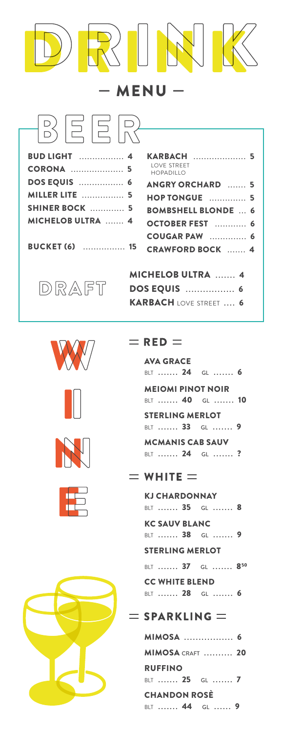# DRINK

## — MENU —

## BEER

- **BUD LIGHT** ................ 4
- **CORONA** .................... 5
- **DOS EQUIS** ................. 6
- **MILLER LITE** ................ 5
- **SHINER BOCK** ............. 5
- **MICHELOB ULTRA** ....... 4
- **BUCKET (6)** ................ 15
- **KARBACH** .................... 5
  LOVE STREET
  HOPADILLO
- **ANGRY ORCHARD** ....... 5
- **HOP TONGUE** .............. 5
- **BOMBSHELL BLONDE** ... 6
- **OCTOBER FEST** ............ 6
- **COUGAR PAW** .............. 6
- **CRAWFORD BOCK** ....... 4

### DRAFT

- **MICHELOB ULTRA** ....... 4
- **DOS EQUIS** ................. 6
- **KARBACH** LOVE STREET .... 6

## WINE

### = RED =

**AVA GRACE**
BLT ....... **24** GL ....... **6**

**MEIOMI PINOT NOIR**
BLT ....... **40** GL ....... **10**

**STERLING MERLOT**
BLT ....... **33** GL ....... **9**

**MCMANIS CAB SAUV**
BLT ....... **24** GL ....... **?**

### = WHITE =

**KJ CHARDONNAY**
BLT ....... **35** GL ....... **8**

**KC SAUV BLANC**
BLT ....... **38** GL ....... **9**

**STERLING MERLOT**
BLT ....... **37** GL ....... **8[50]**

**CC WHITE BLEND**
BLT ....... **28** GL ....... **6**

### = SPARKLING =

**MIMOSA** ................. 6

**MIMOSA** CRAFT .......... 20

**RUFFINO**
BLT ....... **25** GL ....... **7**

**CHANDON ROSÈ**
BLT ....... **44** GL ...... **9**